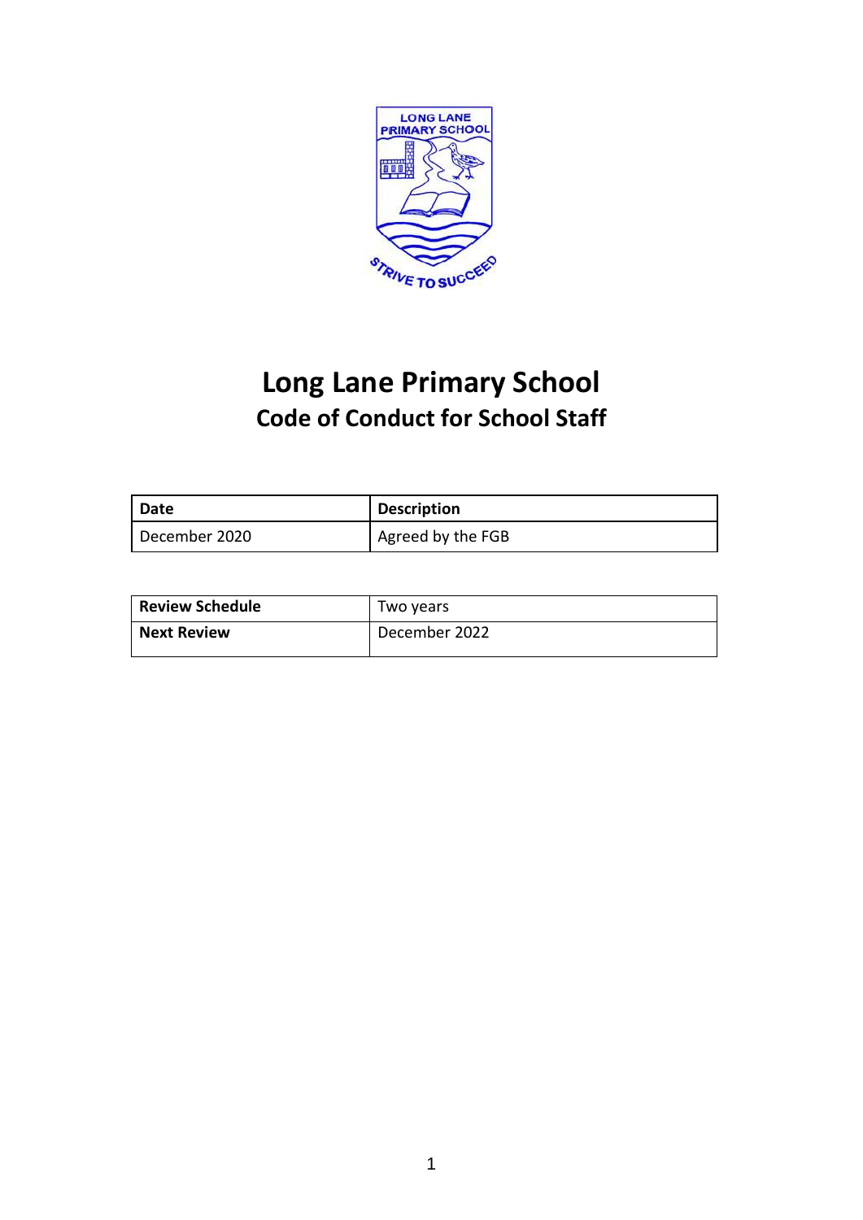# Long Lane Primary School

## Code of Conduct for School Staff

| Date | Description |
| --- | --- |
| December 2020 | Agreed by the FGB |

| Review Schedule | Two years |
| --- | --- |
| Next Review | December 2022 |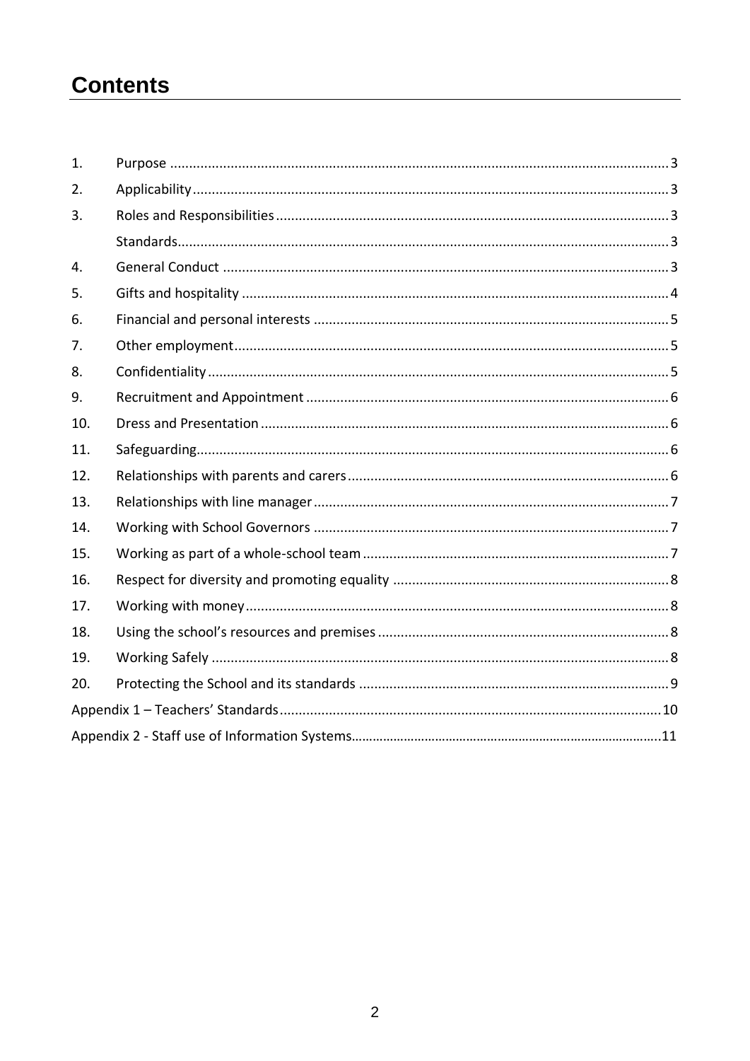# Contents

| | | |
|---|---|---|
| 1. | Purpose | 3 |
| 2. | Applicability | 3 |
| 3. | Roles and Responsibilities | 3 |
| | Standards | 3 |
| 4. | General Conduct | 3 |
| 5. | Gifts and hospitality | 4 |
| 6. | Financial and personal interests | 5 |
| 7. | Other employment | 5 |
| 8. | Confidentiality | 5 |
| 9. | Recruitment and Appointment | 6 |
| 10. | Dress and Presentation | 6 |
| 11. | Safeguarding | 6 |
| 12. | Relationships with parents and carers | 6 |
| 13. | Relationships with line manager | 7 |
| 14. | Working with School Governors | 7 |
| 15. | Working as part of a whole-school team | 7 |
| 16. | Respect for diversity and promoting equality | 8 |
| 17. | Working with money | 8 |
| 18. | Using the school's resources and premises | 8 |
| 19. | Working Safely | 8 |
| 20. | Protecting the School and its standards | 9 |
| Appendix 1 – Teachers' Standards | | 10 |
| Appendix 2 - Staff use of Information Systems | | 11 |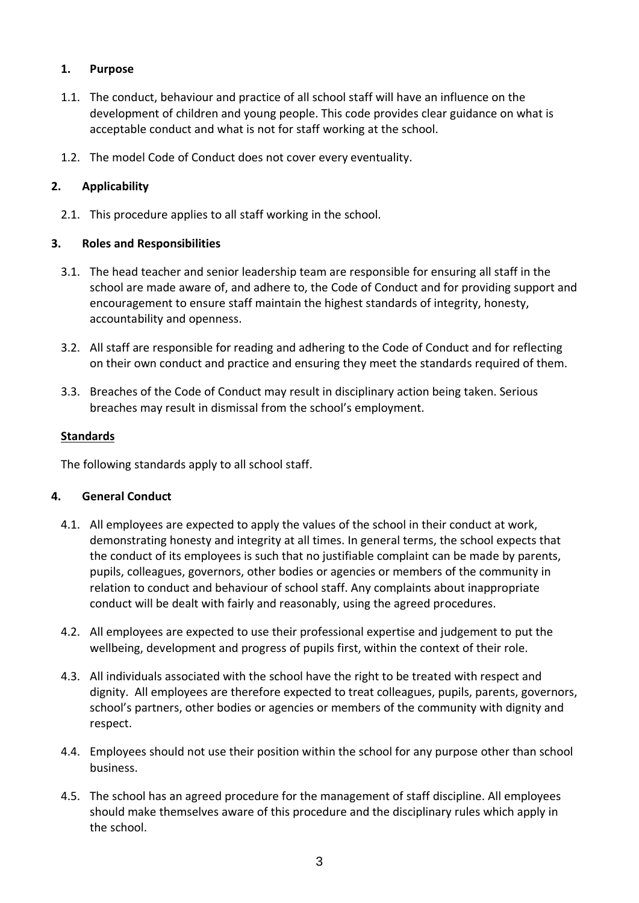## 1. Purpose

1.1. The conduct, behaviour and practice of all school staff will have an influence on the development of children and young people. This code provides clear guidance on what is acceptable conduct and what is not for staff working at the school.

1.2. The model Code of Conduct does not cover every eventuality.

## 2. Applicability

2.1. This procedure applies to all staff working in the school.

## 3. Roles and Responsibilities

3.1. The head teacher and senior leadership team are responsible for ensuring all staff in the school are made aware of, and adhere to, the Code of Conduct and for providing support and encouragement to ensure staff maintain the highest standards of integrity, honesty, accountability and openness.

3.2. All staff are responsible for reading and adhering to the Code of Conduct and for reflecting on their own conduct and practice and ensuring they meet the standards required of them.

3.3. Breaches of the Code of Conduct may result in disciplinary action being taken. Serious breaches may result in dismissal from the school's employment.

**Standards**

The following standards apply to all school staff.

## 4. General Conduct

4.1. All employees are expected to apply the values of the school in their conduct at work, demonstrating honesty and integrity at all times. In general terms, the school expects that the conduct of its employees is such that no justifiable complaint can be made by parents, pupils, colleagues, governors, other bodies or agencies or members of the community in relation to conduct and behaviour of school staff. Any complaints about inappropriate conduct will be dealt with fairly and reasonably, using the agreed procedures.

4.2. All employees are expected to use their professional expertise and judgement to put the wellbeing, development and progress of pupils first, within the context of their role.

4.3. All individuals associated with the school have the right to be treated with respect and dignity. All employees are therefore expected to treat colleagues, pupils, parents, governors, school's partners, other bodies or agencies or members of the community with dignity and respect.

4.4. Employees should not use their position within the school for any purpose other than school business.

4.5. The school has an agreed procedure for the management of staff discipline. All employees should make themselves aware of this procedure and the disciplinary rules which apply in the school.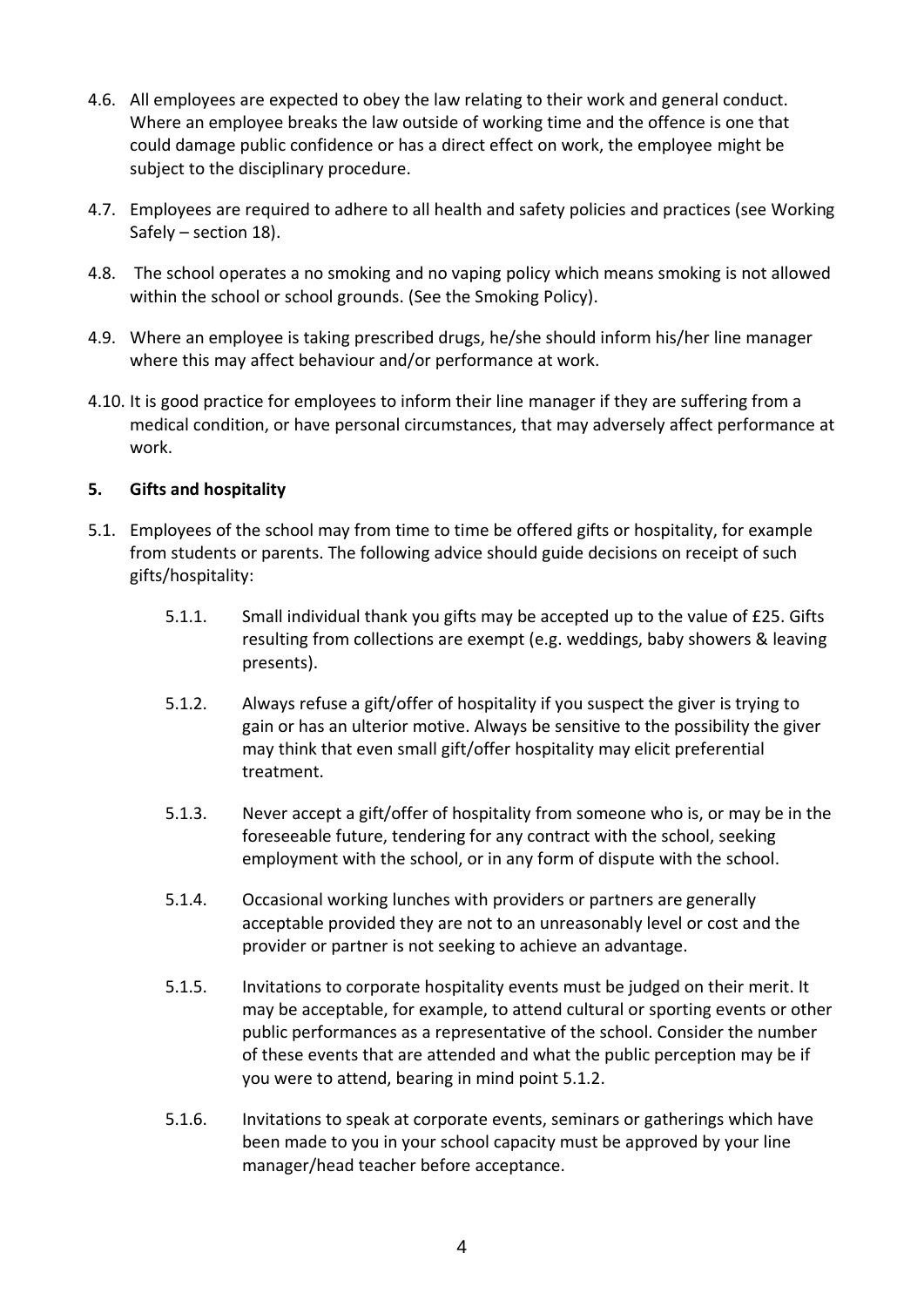4.6. All employees are expected to obey the law relating to their work and general conduct. Where an employee breaks the law outside of working time and the offence is one that could damage public confidence or has a direct effect on work, the employee might be subject to the disciplinary procedure.

4.7. Employees are required to adhere to all health and safety policies and practices (see Working Safely – section 18).

4.8. The school operates a no smoking and no vaping policy which means smoking is not allowed within the school or school grounds. (See the Smoking Policy).

4.9. Where an employee is taking prescribed drugs, he/she should inform his/her line manager where this may affect behaviour and/or performance at work.

4.10. It is good practice for employees to inform their line manager if they are suffering from a medical condition, or have personal circumstances, that may adversely affect performance at work.

## 5. Gifts and hospitality

5.1. Employees of the school may from time to time be offered gifts or hospitality, for example from students or parents. The following advice should guide decisions on receipt of such gifts/hospitality:

- 5.1.1. Small individual thank you gifts may be accepted up to the value of £25. Gifts resulting from collections are exempt (e.g. weddings, baby showers & leaving presents).

- 5.1.2. Always refuse a gift/offer of hospitality if you suspect the giver is trying to gain or has an ulterior motive. Always be sensitive to the possibility the giver may think that even small gift/offer hospitality may elicit preferential treatment.

- 5.1.3. Never accept a gift/offer of hospitality from someone who is, or may be in the foreseeable future, tendering for any contract with the school, seeking employment with the school, or in any form of dispute with the school.

- 5.1.4. Occasional working lunches with providers or partners are generally acceptable provided they are not to an unreasonably level or cost and the provider or partner is not seeking to achieve an advantage.

- 5.1.5. Invitations to corporate hospitality events must be judged on their merit. It may be acceptable, for example, to attend cultural or sporting events or other public performances as a representative of the school. Consider the number of these events that are attended and what the public perception may be if you were to attend, bearing in mind point 5.1.2.

- 5.1.6. Invitations to speak at corporate events, seminars or gatherings which have been made to you in your school capacity must be approved by your line manager/head teacher before acceptance.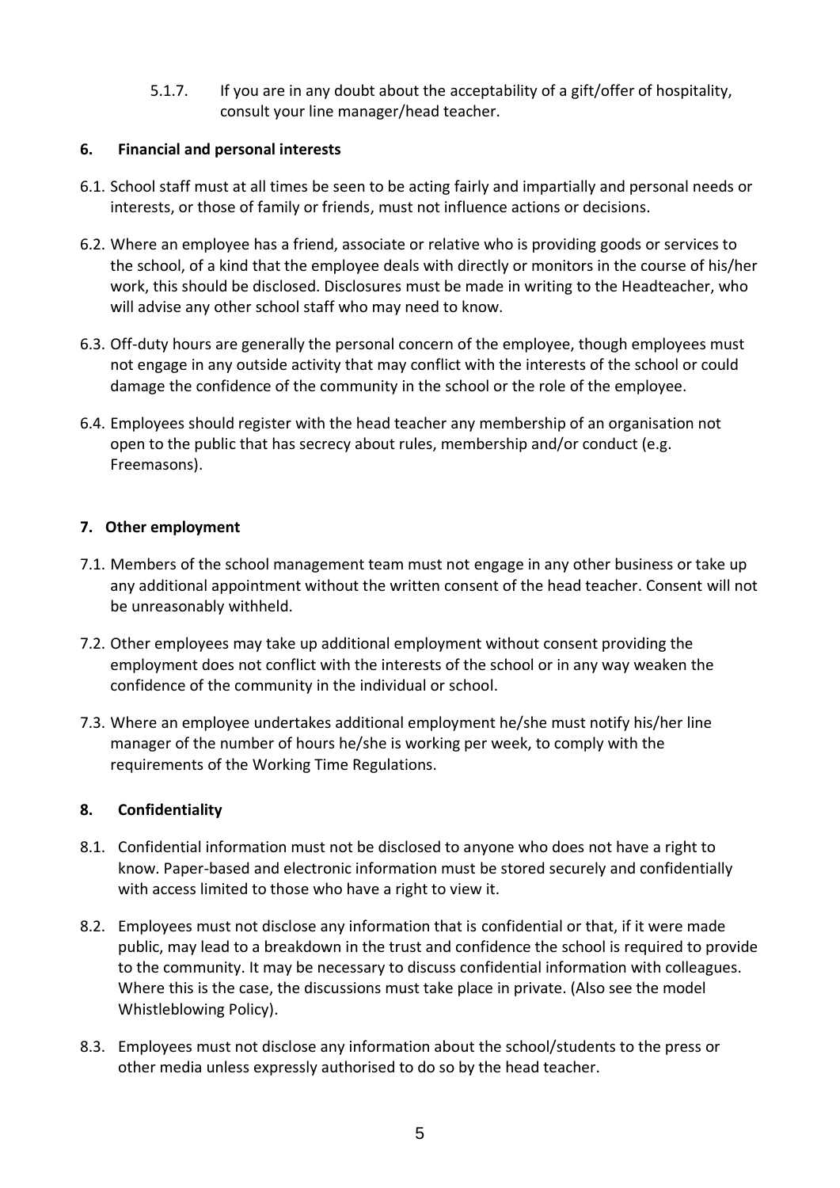5.1.7. If you are in any doubt about the acceptability of a gift/offer of hospitality, consult your line manager/head teacher.

## 6. Financial and personal interests

6.1. School staff must at all times be seen to be acting fairly and impartially and personal needs or interests, or those of family or friends, must not influence actions or decisions.

6.2. Where an employee has a friend, associate or relative who is providing goods or services to the school, of a kind that the employee deals with directly or monitors in the course of his/her work, this should be disclosed. Disclosures must be made in writing to the Headteacher, who will advise any other school staff who may need to know.

6.3. Off-duty hours are generally the personal concern of the employee, though employees must not engage in any outside activity that may conflict with the interests of the school or could damage the confidence of the community in the school or the role of the employee.

6.4. Employees should register with the head teacher any membership of an organisation not open to the public that has secrecy about rules, membership and/or conduct (e.g. Freemasons).

## 7. Other employment

7.1. Members of the school management team must not engage in any other business or take up any additional appointment without the written consent of the head teacher. Consent will not be unreasonably withheld.

7.2. Other employees may take up additional employment without consent providing the employment does not conflict with the interests of the school or in any way weaken the confidence of the community in the individual or school.

7.3. Where an employee undertakes additional employment he/she must notify his/her line manager of the number of hours he/she is working per week, to comply with the requirements of the Working Time Regulations.

## 8. Confidentiality

8.1. Confidential information must not be disclosed to anyone who does not have a right to know. Paper-based and electronic information must be stored securely and confidentially with access limited to those who have a right to view it.

8.2. Employees must not disclose any information that is confidential or that, if it were made public, may lead to a breakdown in the trust and confidence the school is required to provide to the community. It may be necessary to discuss confidential information with colleagues. Where this is the case, the discussions must take place in private. (Also see the model Whistleblowing Policy).

8.3. Employees must not disclose any information about the school/students to the press or other media unless expressly authorised to do so by the head teacher.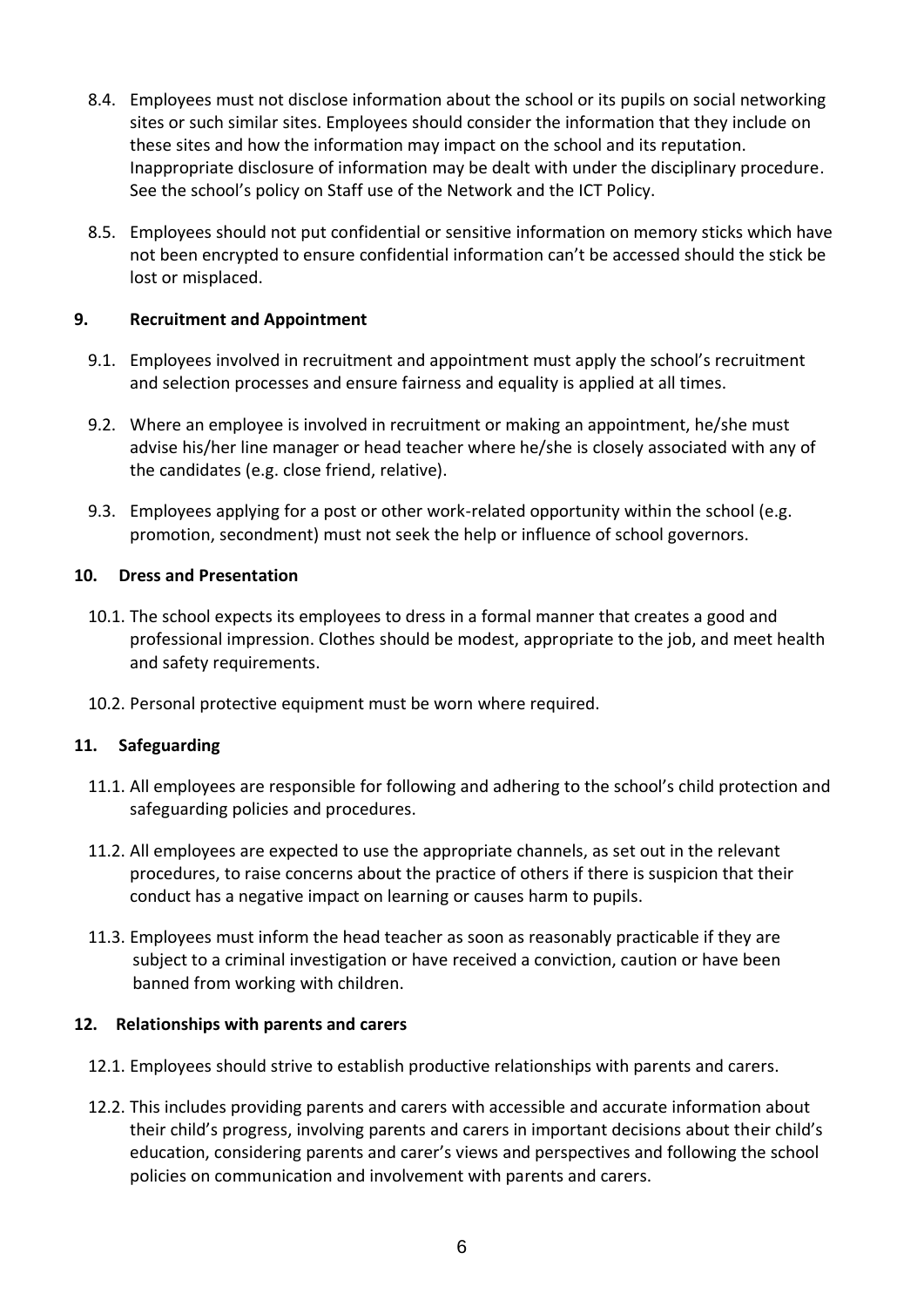8.4. Employees must not disclose information about the school or its pupils on social networking sites or such similar sites. Employees should consider the information that they include on these sites and how the information may impact on the school and its reputation. Inappropriate disclosure of information may be dealt with under the disciplinary procedure. See the school's policy on Staff use of the Network and the ICT Policy.

8.5. Employees should not put confidential or sensitive information on memory sticks which have not been encrypted to ensure confidential information can't be accessed should the stick be lost or misplaced.

## 9. Recruitment and Appointment

9.1. Employees involved in recruitment and appointment must apply the school's recruitment and selection processes and ensure fairness and equality is applied at all times.

9.2. Where an employee is involved in recruitment or making an appointment, he/she must advise his/her line manager or head teacher where he/she is closely associated with any of the candidates (e.g. close friend, relative).

9.3. Employees applying for a post or other work-related opportunity within the school (e.g. promotion, secondment) must not seek the help or influence of school governors.

## 10. Dress and Presentation

10.1. The school expects its employees to dress in a formal manner that creates a good and professional impression. Clothes should be modest, appropriate to the job, and meet health and safety requirements.

10.2. Personal protective equipment must be worn where required.

## 11. Safeguarding

11.1. All employees are responsible for following and adhering to the school's child protection and safeguarding policies and procedures.

11.2. All employees are expected to use the appropriate channels, as set out in the relevant procedures, to raise concerns about the practice of others if there is suspicion that their conduct has a negative impact on learning or causes harm to pupils.

11.3. Employees must inform the head teacher as soon as reasonably practicable if they are subject to a criminal investigation or have received a conviction, caution or have been banned from working with children.

## 12. Relationships with parents and carers

12.1. Employees should strive to establish productive relationships with parents and carers.

12.2. This includes providing parents and carers with accessible and accurate information about their child's progress, involving parents and carers in important decisions about their child's education, considering parents and carer's views and perspectives and following the school policies on communication and involvement with parents and carers.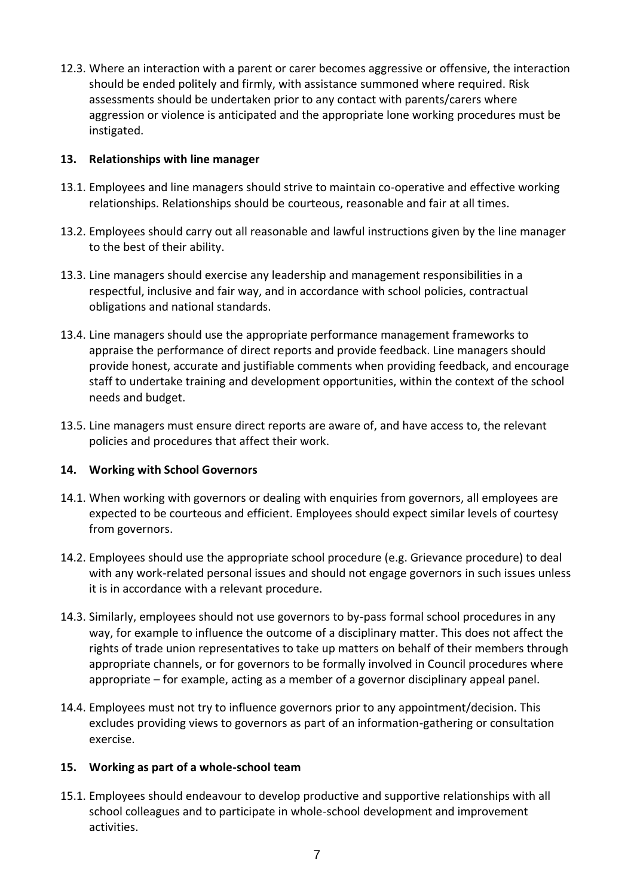12.3. Where an interaction with a parent or carer becomes aggressive or offensive, the interaction should be ended politely and firmly, with assistance summoned where required. Risk assessments should be undertaken prior to any contact with parents/carers where aggression or violence is anticipated and the appropriate lone working procedures must be instigated.

## 13. Relationships with line manager

13.1. Employees and line managers should strive to maintain co-operative and effective working relationships. Relationships should be courteous, reasonable and fair at all times.

13.2. Employees should carry out all reasonable and lawful instructions given by the line manager to the best of their ability.

13.3. Line managers should exercise any leadership and management responsibilities in a respectful, inclusive and fair way, and in accordance with school policies, contractual obligations and national standards.

13.4. Line managers should use the appropriate performance management frameworks to appraise the performance of direct reports and provide feedback. Line managers should provide honest, accurate and justifiable comments when providing feedback, and encourage staff to undertake training and development opportunities, within the context of the school needs and budget.

13.5. Line managers must ensure direct reports are aware of, and have access to, the relevant policies and procedures that affect their work.

## 14. Working with School Governors

14.1. When working with governors or dealing with enquiries from governors, all employees are expected to be courteous and efficient. Employees should expect similar levels of courtesy from governors.

14.2. Employees should use the appropriate school procedure (e.g. Grievance procedure) to deal with any work-related personal issues and should not engage governors in such issues unless it is in accordance with a relevant procedure.

14.3. Similarly, employees should not use governors to by-pass formal school procedures in any way, for example to influence the outcome of a disciplinary matter. This does not affect the rights of trade union representatives to take up matters on behalf of their members through appropriate channels, or for governors to be formally involved in Council procedures where appropriate – for example, acting as a member of a governor disciplinary appeal panel.

14.4. Employees must not try to influence governors prior to any appointment/decision. This excludes providing views to governors as part of an information-gathering or consultation exercise.

## 15. Working as part of a whole-school team

15.1. Employees should endeavour to develop productive and supportive relationships with all school colleagues and to participate in whole-school development and improvement activities.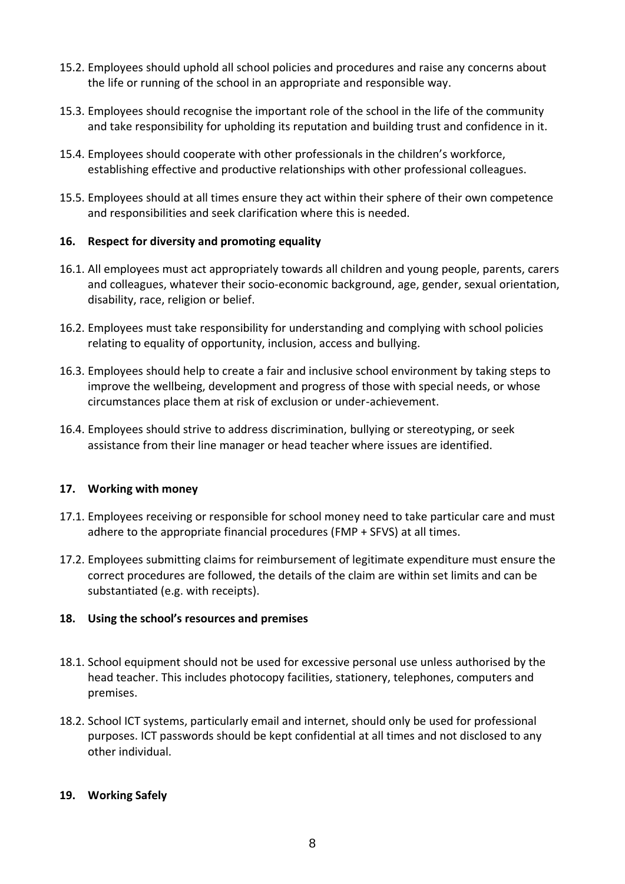15.2. Employees should uphold all school policies and procedures and raise any concerns about the life or running of the school in an appropriate and responsible way.

15.3. Employees should recognise the important role of the school in the life of the community and take responsibility for upholding its reputation and building trust and confidence in it.

15.4. Employees should cooperate with other professionals in the children's workforce, establishing effective and productive relationships with other professional colleagues.

15.5. Employees should at all times ensure they act within their sphere of their own competence and responsibilities and seek clarification where this is needed.

### 16. Respect for diversity and promoting equality

16.1. All employees must act appropriately towards all children and young people, parents, carers and colleagues, whatever their socio-economic background, age, gender, sexual orientation, disability, race, religion or belief.

16.2. Employees must take responsibility for understanding and complying with school policies relating to equality of opportunity, inclusion, access and bullying.

16.3. Employees should help to create a fair and inclusive school environment by taking steps to improve the wellbeing, development and progress of those with special needs, or whose circumstances place them at risk of exclusion or under-achievement.

16.4. Employees should strive to address discrimination, bullying or stereotyping, or seek assistance from their line manager or head teacher where issues are identified.

### 17. Working with money

17.1. Employees receiving or responsible for school money need to take particular care and must adhere to the appropriate financial procedures (FMP + SFVS) at all times.

17.2. Employees submitting claims for reimbursement of legitimate expenditure must ensure the correct procedures are followed, the details of the claim are within set limits and can be substantiated (e.g. with receipts).

### 18. Using the school's resources and premises

18.1. School equipment should not be used for excessive personal use unless authorised by the head teacher. This includes photocopy facilities, stationery, telephones, computers and premises.

18.2. School ICT systems, particularly email and internet, should only be used for professional purposes. ICT passwords should be kept confidential at all times and not disclosed to any other individual.

### 19. Working Safely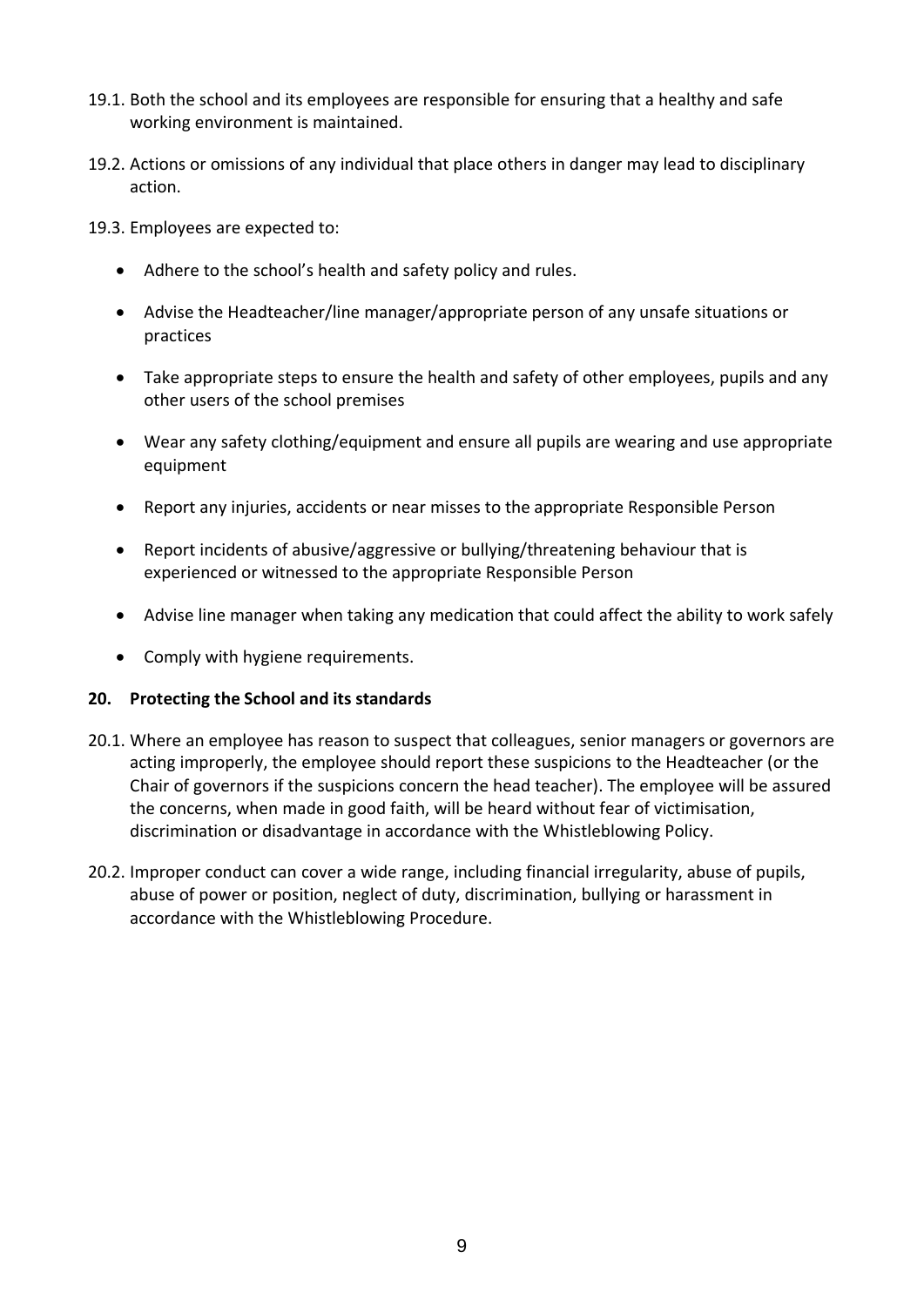19.1. Both the school and its employees are responsible for ensuring that a healthy and safe working environment is maintained.

19.2. Actions or omissions of any individual that place others in danger may lead to disciplinary action.

19.3. Employees are expected to:

- Adhere to the school's health and safety policy and rules.
- Advise the Headteacher/line manager/appropriate person of any unsafe situations or practices
- Take appropriate steps to ensure the health and safety of other employees, pupils and any other users of the school premises
- Wear any safety clothing/equipment and ensure all pupils are wearing and use appropriate equipment
- Report any injuries, accidents or near misses to the appropriate Responsible Person
- Report incidents of abusive/aggressive or bullying/threatening behaviour that is experienced or witnessed to the appropriate Responsible Person
- Advise line manager when taking any medication that could affect the ability to work safely
- Comply with hygiene requirements.

## 20. Protecting the School and its standards

20.1. Where an employee has reason to suspect that colleagues, senior managers or governors are acting improperly, the employee should report these suspicions to the Headteacher (or the Chair of governors if the suspicions concern the head teacher). The employee will be assured the concerns, when made in good faith, will be heard without fear of victimisation, discrimination or disadvantage in accordance with the Whistleblowing Policy.

20.2. Improper conduct can cover a wide range, including financial irregularity, abuse of pupils, abuse of power or position, neglect of duty, discrimination, bullying or harassment in accordance with the Whistleblowing Procedure.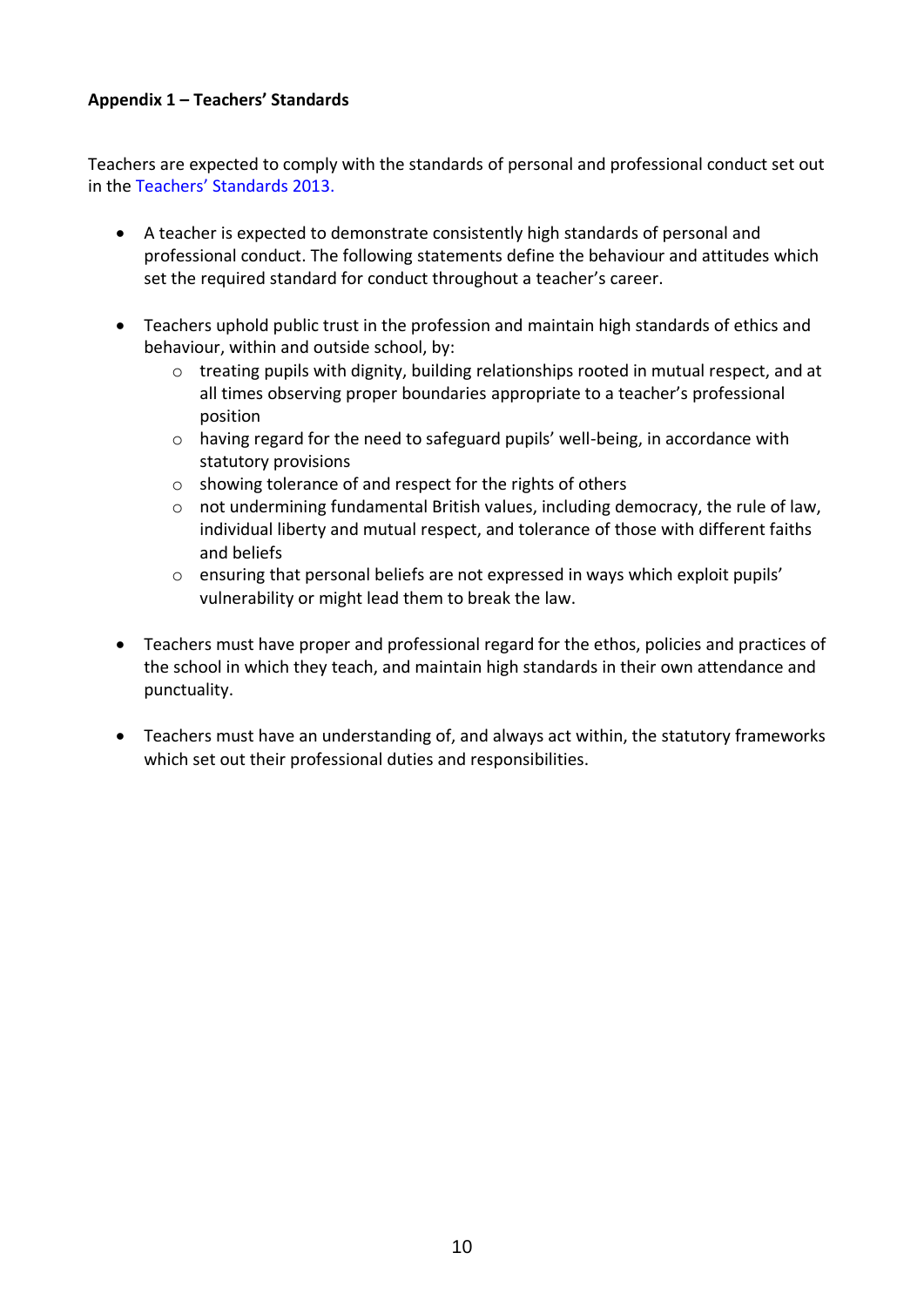**Appendix 1 – Teachers' Standards**

Teachers are expected to comply with the standards of personal and professional conduct set out in the Teachers' Standards 2013.

- A teacher is expected to demonstrate consistently high standards of personal and professional conduct. The following statements define the behaviour and attitudes which set the required standard for conduct throughout a teacher's career.
- Teachers uphold public trust in the profession and maintain high standards of ethics and behaviour, within and outside school, by:
  - treating pupils with dignity, building relationships rooted in mutual respect, and at all times observing proper boundaries appropriate to a teacher's professional position
  - having regard for the need to safeguard pupils' well-being, in accordance with statutory provisions
  - showing tolerance of and respect for the rights of others
  - not undermining fundamental British values, including democracy, the rule of law, individual liberty and mutual respect, and tolerance of those with different faiths and beliefs
  - ensuring that personal beliefs are not expressed in ways which exploit pupils' vulnerability or might lead them to break the law.
- Teachers must have proper and professional regard for the ethos, policies and practices of the school in which they teach, and maintain high standards in their own attendance and punctuality.
- Teachers must have an understanding of, and always act within, the statutory frameworks which set out their professional duties and responsibilities.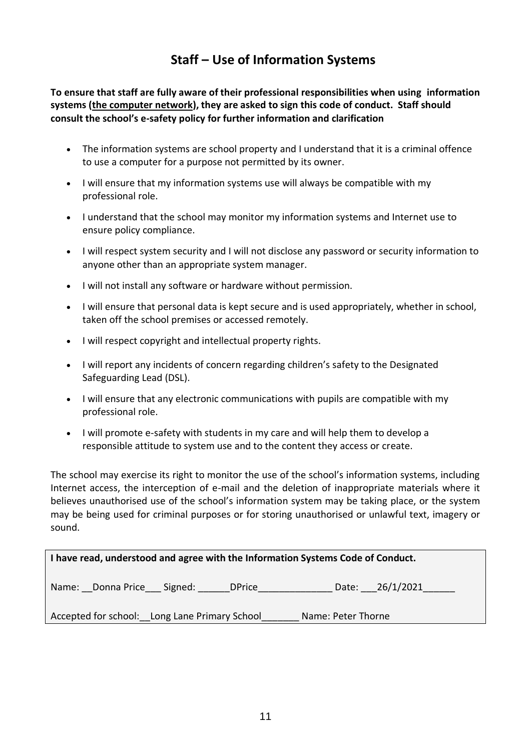## Staff – Use of Information Systems

**To ensure that staff are fully aware of their professional responsibilities when using information systems (<u>the computer network</u>), they are asked to sign this code of conduct. Staff should consult the school's e-safety policy for further information and clarification**

- The information systems are school property and I understand that it is a criminal offence to use a computer for a purpose not permitted by its owner.
- I will ensure that my information systems use will always be compatible with my professional role.
- I understand that the school may monitor my information systems and Internet use to ensure policy compliance.
- I will respect system security and I will not disclose any password or security information to anyone other than an appropriate system manager.
- I will not install any software or hardware without permission.
- I will ensure that personal data is kept secure and is used appropriately, whether in school, taken off the school premises or accessed remotely.
- I will respect copyright and intellectual property rights.
- I will report any incidents of concern regarding children's safety to the Designated Safeguarding Lead (DSL).
- I will ensure that any electronic communications with pupils are compatible with my professional role.
- I will promote e-safety with students in my care and will help them to develop a responsible attitude to system use and to the content they access or create.

The school may exercise its right to monitor the use of the school's information systems, including Internet access, the interception of e-mail and the deletion of inappropriate materials where it believes unauthorised use of the school's information system may be taking place, or the system may be being used for criminal purposes or for storing unauthorised or unlawful text, imagery or sound.

**I have read, understood and agree with the Information Systems Code of Conduct.**

Name: __Donna Price___ Signed: ______DPrice______________ Date: ___26/1/2021______

Accepted for school:__Long Lane Primary School_______ Name: Peter Thorne